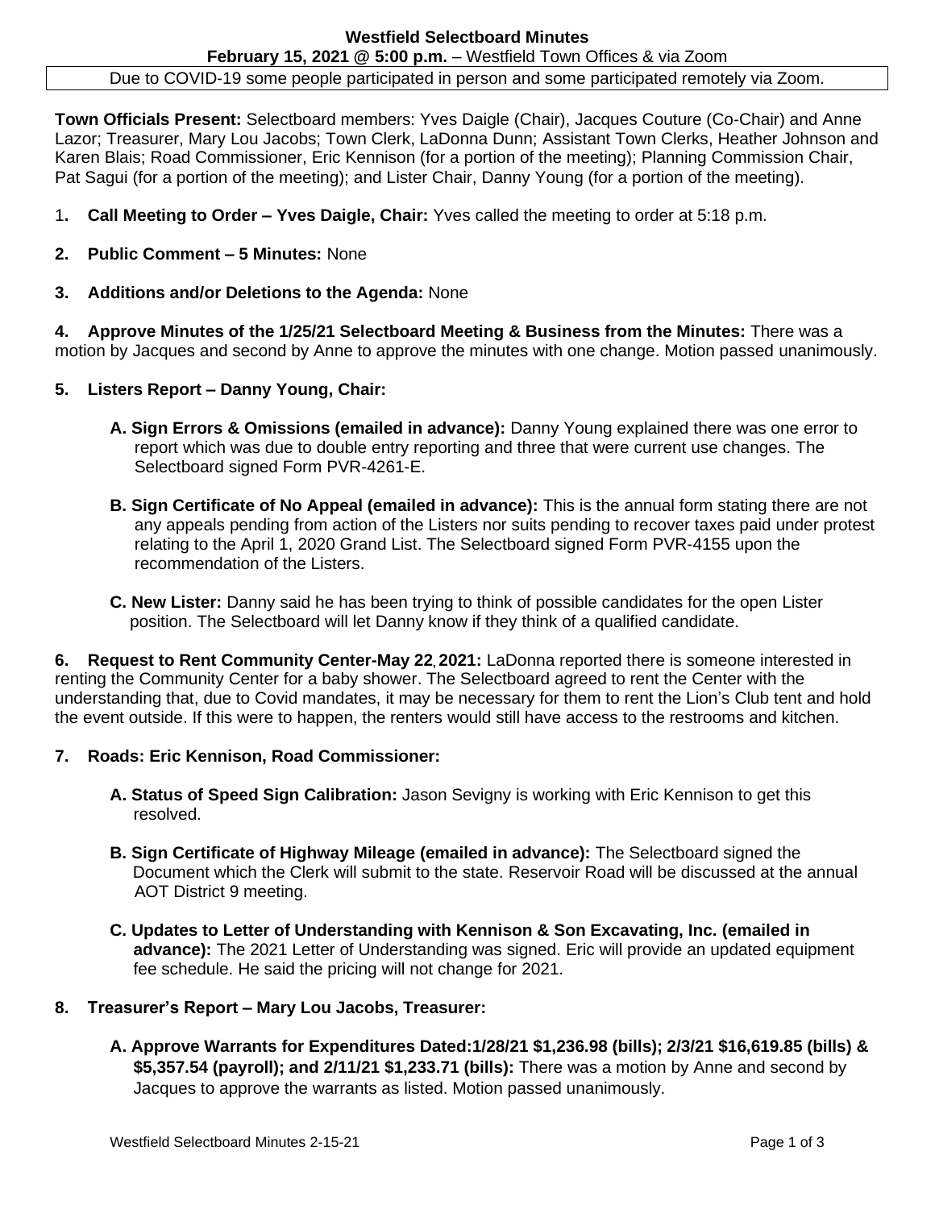**Westfield Selectboard Minutes**

**February 15, 2021 @ 5:00 p.m.** – Westfield Town Offices & via Zoom

Due to COVID-19 some people participated in person and some participated remotely via Zoom.

**Town Officials Present:** Selectboard members: Yves Daigle (Chair), Jacques Couture (Co-Chair) and Anne Lazor; Treasurer, Mary Lou Jacobs; Town Clerk, LaDonna Dunn; Assistant Town Clerks, Heather Johnson and Karen Blais; Road Commissioner, Eric Kennison (for a portion of the meeting); Planning Commission Chair, Pat Sagui (for a portion of the meeting); and Lister Chair, Danny Young (for a portion of the meeting).

1. **Call Meeting to Order – Yves Daigle, Chair:** Yves called the meeting to order at 5:18 p.m.

2. **Public Comment – 5 Minutes:** None

3. **Additions and/or Deletions to the Agenda:** None

4. **Approve Minutes of the 1/25/21 Selectboard Meeting & Business from the Minutes:** There was a motion by Jacques and second by Anne to approve the minutes with one change. Motion passed unanimously.

5. **Listers Report – Danny Young, Chair:**

   **A. Sign Errors & Omissions (emailed in advance):** Danny Young explained there was one error to report which was due to double entry reporting and three that were current use changes. The Selectboard signed Form PVR-4261-E.

   **B. Sign Certificate of No Appeal (emailed in advance):** This is the annual form stating there are not any appeals pending from action of the Listers nor suits pending to recover taxes paid under protest relating to the April 1, 2020 Grand List. The Selectboard signed Form PVR-4155 upon the recommendation of the Listers.

   **C. New Lister:** Danny said he has been trying to think of possible candidates for the open Lister position. The Selectboard will let Danny know if they think of a qualified candidate.

6. **Request to Rent Community Center-May 22, 2021:** LaDonna reported there is someone interested in renting the Community Center for a baby shower. The Selectboard agreed to rent the Center with the understanding that, due to Covid mandates, it may be necessary for them to rent the Lion's Club tent and hold the event outside. If this were to happen, the renters would still have access to the restrooms and kitchen.

7. **Roads: Eric Kennison, Road Commissioner:**

   **A. Status of Speed Sign Calibration:** Jason Sevigny is working with Eric Kennison to get this resolved.

   **B. Sign Certificate of Highway Mileage (emailed in advance):** The Selectboard signed the Document which the Clerk will submit to the state. Reservoir Road will be discussed at the annual AOT District 9 meeting.

   **C. Updates to Letter of Understanding with Kennison & Son Excavating, Inc. (emailed in advance):** The 2021 Letter of Understanding was signed. Eric will provide an updated equipment fee schedule. He said the pricing will not change for 2021.

8. **Treasurer's Report – Mary Lou Jacobs, Treasurer:**

   **A. Approve Warrants for Expenditures Dated:1/28/21 $1,236.98 (bills); 2/3/21 $16,619.85 (bills) & $5,357.54 (payroll); and 2/11/21 $1,233.71 (bills):** There was a motion by Anne and second by Jacques to approve the warrants as listed. Motion passed unanimously.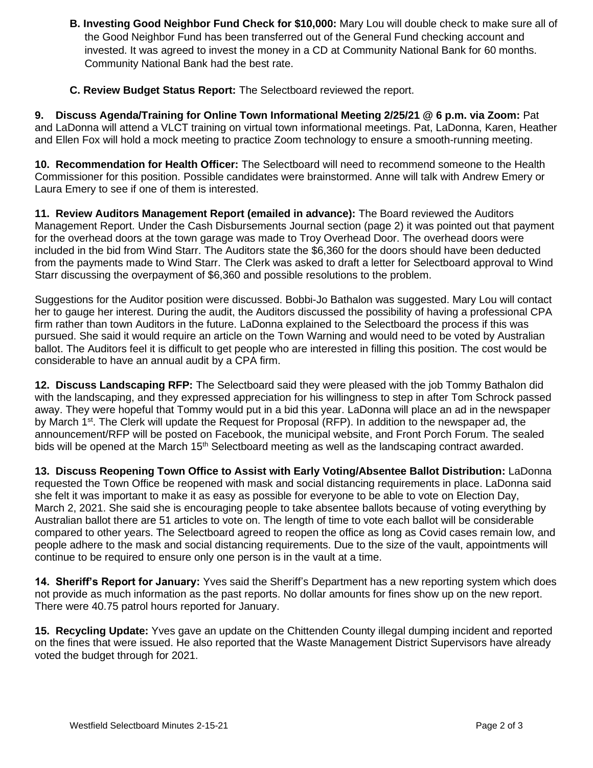**B. Investing Good Neighbor Fund Check for $10,000:** Mary Lou will double check to make sure all of the Good Neighbor Fund has been transferred out of the General Fund checking account and invested. It was agreed to invest the money in a CD at Community National Bank for 60 months. Community National Bank had the best rate.

**C. Review Budget Status Report:** The Selectboard reviewed the report.

**9. Discuss Agenda/Training for Online Town Informational Meeting 2/25/21 @ 6 p.m. via Zoom:** Pat and LaDonna will attend a VLCT training on virtual town informational meetings. Pat, LaDonna, Karen, Heather and Ellen Fox will hold a mock meeting to practice Zoom technology to ensure a smooth-running meeting.

**10. Recommendation for Health Officer:** The Selectboard will need to recommend someone to the Health Commissioner for this position. Possible candidates were brainstormed. Anne will talk with Andrew Emery or Laura Emery to see if one of them is interested.

**11. Review Auditors Management Report (emailed in advance):** The Board reviewed the Auditors Management Report. Under the Cash Disbursements Journal section (page 2) it was pointed out that payment for the overhead doors at the town garage was made to Troy Overhead Door. The overhead doors were included in the bid from Wind Starr. The Auditors state the $6,360 for the doors should have been deducted from the payments made to Wind Starr. The Clerk was asked to draft a letter for Selectboard approval to Wind Starr discussing the overpayment of $6,360 and possible resolutions to the problem.

Suggestions for the Auditor position were discussed. Bobbi-Jo Bathalon was suggested. Mary Lou will contact her to gauge her interest. During the audit, the Auditors discussed the possibility of having a professional CPA firm rather than town Auditors in the future. LaDonna explained to the Selectboard the process if this was pursued. She said it would require an article on the Town Warning and would need to be voted by Australian ballot. The Auditors feel it is difficult to get people who are interested in filling this position. The cost would be considerable to have an annual audit by a CPA firm.

**12. Discuss Landscaping RFP:** The Selectboard said they were pleased with the job Tommy Bathalon did with the landscaping, and they expressed appreciation for his willingness to step in after Tom Schrock passed away. They were hopeful that Tommy would put in a bid this year. LaDonna will place an ad in the newspaper by March 1st. The Clerk will update the Request for Proposal (RFP). In addition to the newspaper ad, the announcement/RFP will be posted on Facebook, the municipal website, and Front Porch Forum. The sealed bids will be opened at the March 15th Selectboard meeting as well as the landscaping contract awarded.

**13. Discuss Reopening Town Office to Assist with Early Voting/Absentee Ballot Distribution:** LaDonna requested the Town Office be reopened with mask and social distancing requirements in place. LaDonna said she felt it was important to make it as easy as possible for everyone to be able to vote on Election Day, March 2, 2021. She said she is encouraging people to take absentee ballots because of voting everything by Australian ballot there are 51 articles to vote on. The length of time to vote each ballot will be considerable compared to other years. The Selectboard agreed to reopen the office as long as Covid cases remain low, and people adhere to the mask and social distancing requirements. Due to the size of the vault, appointments will continue to be required to ensure only one person is in the vault at a time.

**14. Sheriff's Report for January:** Yves said the Sheriff's Department has a new reporting system which does not provide as much information as the past reports. No dollar amounts for fines show up on the new report. There were 40.75 patrol hours reported for January.

**15. Recycling Update:** Yves gave an update on the Chittenden County illegal dumping incident and reported on the fines that were issued. He also reported that the Waste Management District Supervisors have already voted the budget through for 2021.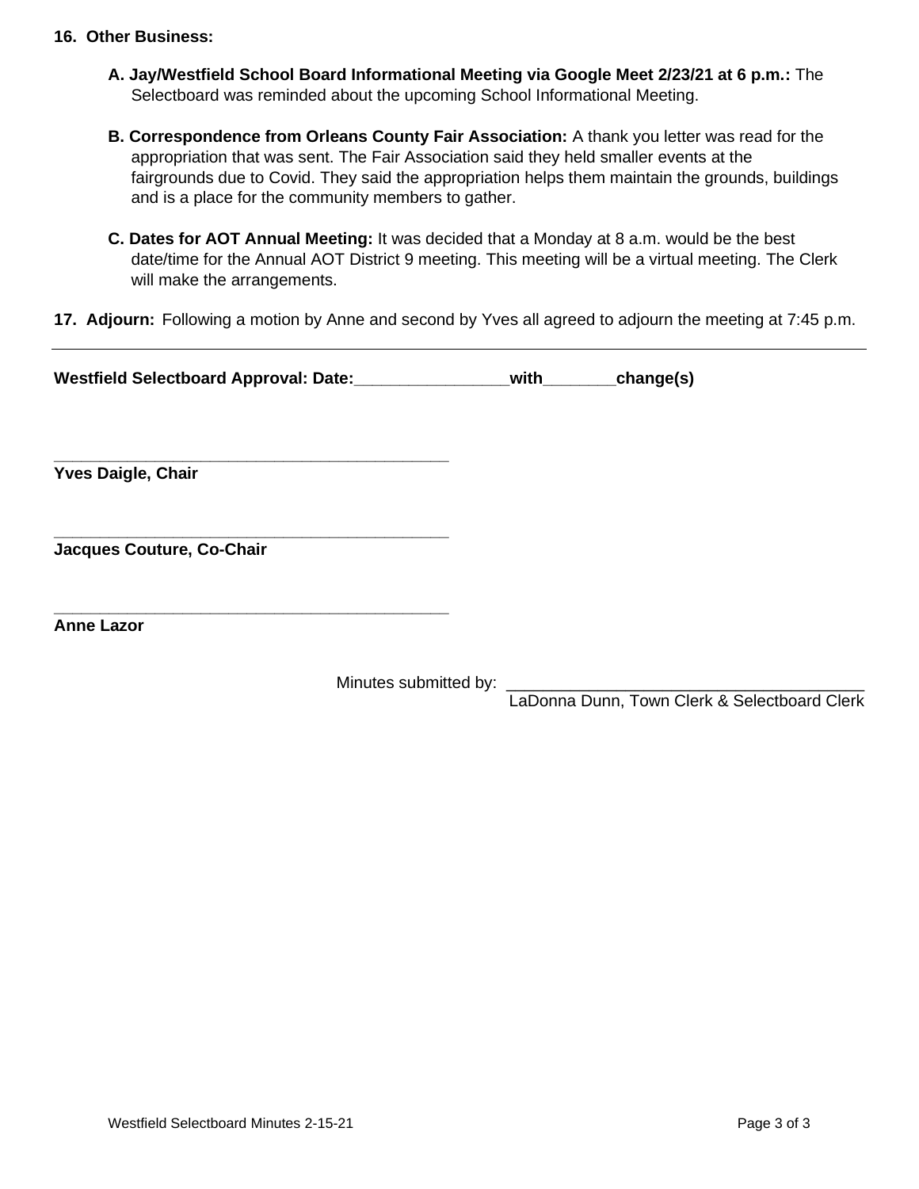**16. Other Business:**

- **A. Jay/Westfield School Board Informational Meeting via Google Meet 2/23/21 at 6 p.m.:** The Selectboard was reminded about the upcoming School Informational Meeting.

- **B. Correspondence from Orleans County Fair Association:** A thank you letter was read for the appropriation that was sent. The Fair Association said they held smaller events at the fairgrounds due to Covid. They said the appropriation helps them maintain the grounds, buildings and is a place for the community members to gather.

- **C. Dates for AOT Annual Meeting:** It was decided that a Monday at 8 a.m. would be the best date/time for the Annual AOT District 9 meeting. This meeting will be a virtual meeting. The Clerk will make the arrangements.

**17. Adjourn:** Following a motion by Anne and second by Yves all agreed to adjourn the meeting at 7:45 p.m.

---

**Westfield Selectboard Approval: Date:________________with________change(s)**

______________________________________________
**Yves Daigle, Chair**

______________________________________________
**Jacques Couture, Co-Chair**

______________________________________________
**Anne Lazor**

Minutes submitted by: ______________________________________
LaDonna Dunn, Town Clerk & Selectboard Clerk